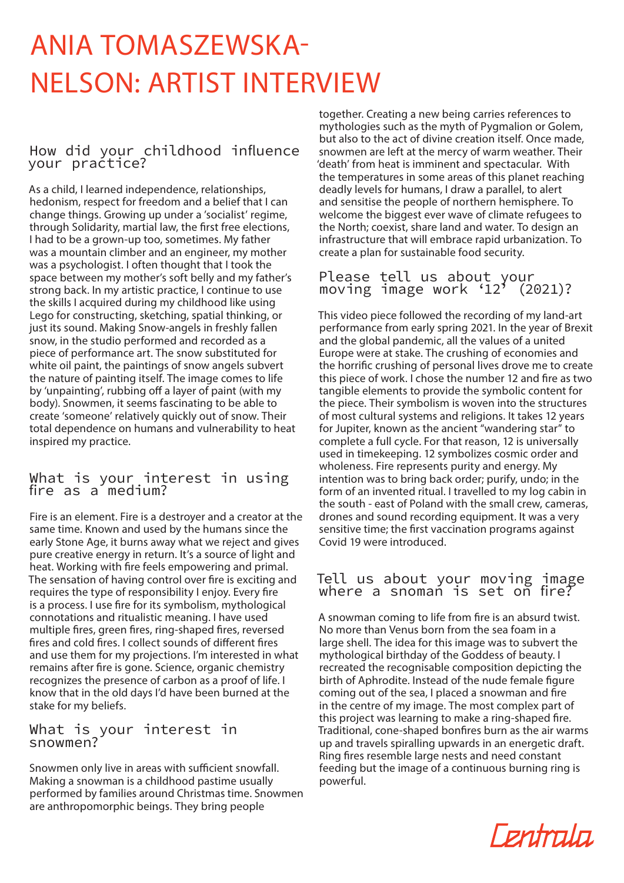# ANIA TOMASZEWSKA-NELSON: ARTIST INTERVIEW

## How did your childhood influence your practice?

As a child, I learned independence, relationships, hedonism, respect for freedom and a belief that I can change things. Growing up under a 'socialist' regime, through Solidarity, martial law, the first free elections, I had to be a grown-up too, sometimes. My father was a mountain climber and an engineer, my mother was a psychologist. I often thought that I took the space between my mother's soft belly and my father's strong back. In my artistic practice, I continue to use the skills I acquired during my childhood like using Lego for constructing, sketching, spatial thinking, or just its sound. Making Snow-angels in freshly fallen snow, in the studio performed and recorded as a piece of performance art. The snow substituted for white oil paint, the paintings of snow angels subvert the nature of painting itself. The image comes to life by 'unpainting', rubbing off a layer of paint (with my body). Snowmen, it seems fascinating to be able to create 'someone' relatively quickly out of snow. Their total dependence on humans and vulnerability to heat inspired my practice.

## What is your interest in using fire as a medium?

Fire is an element. Fire is a destroyer and a creator at the same time. Known and used by the humans since the early Stone Age, it burns away what we reject and gives pure creative energy in return. It's a source of light and heat. Working with fire feels empowering and primal. The sensation of having control over fire is exciting and requires the type of responsibility I enjoy. Every fire is a process. I use fire for its symbolism, mythological connotations and ritualistic meaning. I have used multiple fires, green fires, ring-shaped fires, reversed fires and cold fires. I collect sounds of different fires and use them for my projections. I'm interested in what remains after fire is gone. Science, organic chemistry recognizes the presence of carbon as a proof of life. I know that in the old days I'd have been burned at the stake for my beliefs.

## What is your interest in snowmen?

Snowmen only live in areas with sufficient snowfall. Making a snowman is a childhood pastime usually performed by families around Christmas time. Snowmen are anthropomorphic beings. They bring people together. Creating a new being carries references to mythologies such as the myth of Pygmalion or Golem, but also to the act of divine creation itself. Once made, snowmen are left at the mercy of warm weather. Their 'death' from heat is imminent and spectacular. With the temperatures in some areas of this planet reaching deadly levels for humans, I draw a parallel, to alert and sensitise the people of northern hemisphere. To welcome the biggest ever wave of climate refugees to the North; coexist, share land and water. To design an infrastructure that will embrace rapid urbanization. To create a plan for sustainable food security.

## Please tell us about your moving image work '12' (2021)?

This video piece followed the recording of my land-art performance from early spring 2021. In the year of Brexit and the global pandemic, all the values of a united Europe were at stake. The crushing of economies and the horrific crushing of personal lives drove me to create this piece of work. I chose the number 12 and fire as two tangible elements to provide the symbolic content for the piece. Their symbolism is woven into the structures of most cultural systems and religions. It takes 12 years for Jupiter, known as the ancient "wandering star" to complete a full cycle. For that reason, 12 is universally used in timekeeping. 12 symbolizes cosmic order and wholeness. Fire represents purity and energy. My intention was to bring back order; purify, undo; in the form of an invented ritual. I travelled to my log cabin in the south - east of Poland with the small crew, cameras, drones and sound recording equipment. It was a very sensitive time; the first vaccination programs against Covid 19 were introduced.

## Tell us about your moving image where a snoman is set on fire?

A snowman coming to life from fire is an absurd twist. No more than Venus born from the sea foam in a large shell. The idea for this image was to subvert the mythological birthday of the Goddess of beauty. I recreated the recognisable composition depicting the birth of Aphrodite. Instead of the nude female figure coming out of the sea, I placed a snowman and fire in the centre of my image. The most complex part of this project was learning to make a ring-shaped fire. Traditional, cone-shaped bonfires burn as the air warms up and travels spiralling upwards in an energetic draft. Ring fires resemble large nests and need constant feeding but the image of a continuous burning ring is powerful.

Centrala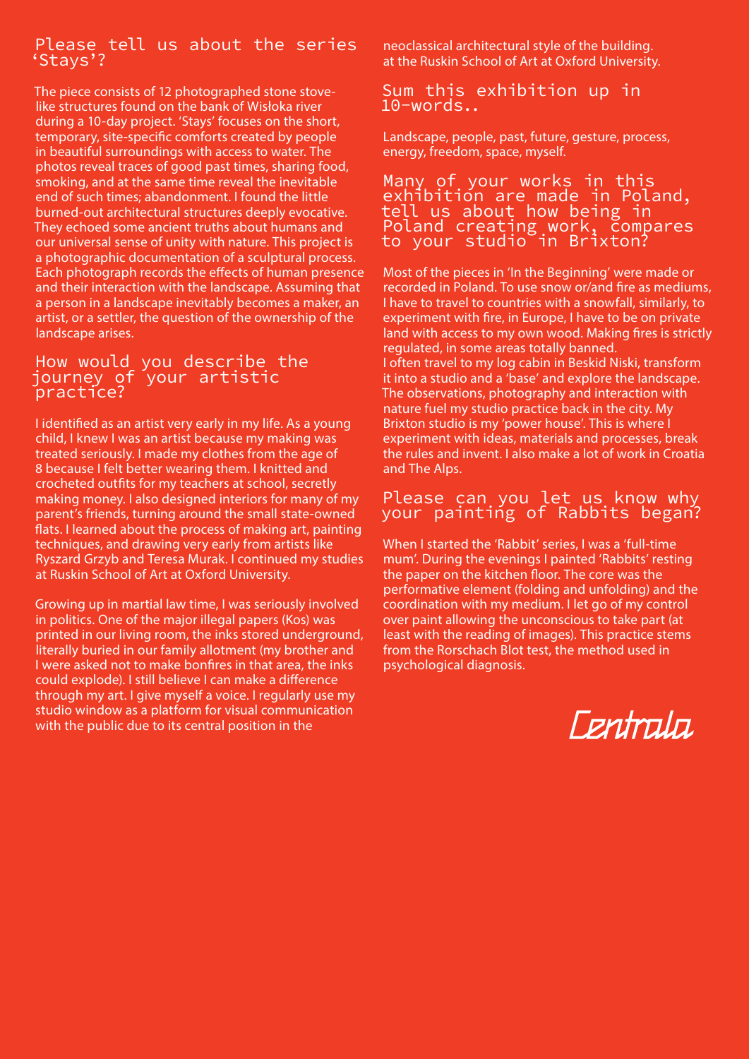## Please tell us about the series 'Stays'?

The piece consists of 12 photographed stone stove-like structures found on the bank of Wisłoka river during a 10-day project. 'Stays' focuses on the short, temporary, site-specific comforts created by people in beautiful surroundings with access to water. The photos reveal traces of good past times, sharing food, smoking, and at the same time reveal the inevitable end of such times; abandonment. I found the little burned-out architectural structures deeply evocative. They echoed some ancient truths about humans and our universal sense of unity with nature. This project is a photographic documentation of a sculptural process. Each photograph records the effects of human presence and their interaction with the landscape. Assuming that a person in a landscape inevitably becomes a maker, an artist, or a settler, the question of the ownership of the landscape arises.

## How would you describe the journey of your artistic practice?

I identified as an artist very early in my life. As a young child, I knew I was an artist because my making was treated seriously. I made my clothes from the age of 8 because I felt better wearing them. I knitted and crocheted outfits for my teachers at school, secretly making money. I also designed interiors for many of my parent's friends, turning around the small state-owned flats. I learned about the process of making art, painting techniques, and drawing very early from artists like Ryszard Grzyb and Teresa Murak. I continued my studies at Ruskin School of Art at Oxford University.

Growing up in martial law time, I was seriously involved in politics. One of the major illegal papers (Kos) was printed in our living room, the inks stored underground, literally buried in our family allotment (my brother and I were asked not to make bonfires in that area, the inks could explode). I still believe I can make a difference through my art. I give myself a voice. I regularly use my studio window as a platform for visual communication with the public due to its central position in the neoclassical architectural style of the building. at the Ruskin School of Art at Oxford University.

## Sum this exhibition up in 10-words..

Landscape, people, past, future, gesture, process, energy, freedom, space, myself.

## Many of your works in this exhibition are made in Poland, tell us about how being in Poland creating work, compares to your studio in Brixton?

Most of the pieces in 'In the Beginning' were made or recorded in Poland. To use snow or/and fire as mediums, I have to travel to countries with a snowfall, similarly, to experiment with fire, in Europe, I have to be on private land with access to my own wood. Making fires is strictly regulated, in some areas totally banned.
I often travel to my log cabin in Beskid Niski, transform it into a studio and a 'base' and explore the landscape. The observations, photography and interaction with nature fuel my studio practice back in the city. My Brixton studio is my 'power house'. This is where I experiment with ideas, materials and processes, break the rules and invent. I also make a lot of work in Croatia and The Alps.

## Please can you let us know why your painting of Rabbits began?

When I started the 'Rabbit' series, I was a 'full-time mum'. During the evenings I painted 'Rabbits' resting the paper on the kitchen floor. The core was the performative element (folding and unfolding) and the coordination with my medium. I let go of my control over paint allowing the unconscious to take part (at least with the reading of images). This practice stems from the Rorschach Blot test, the method used in psychological diagnosis.

Centrala